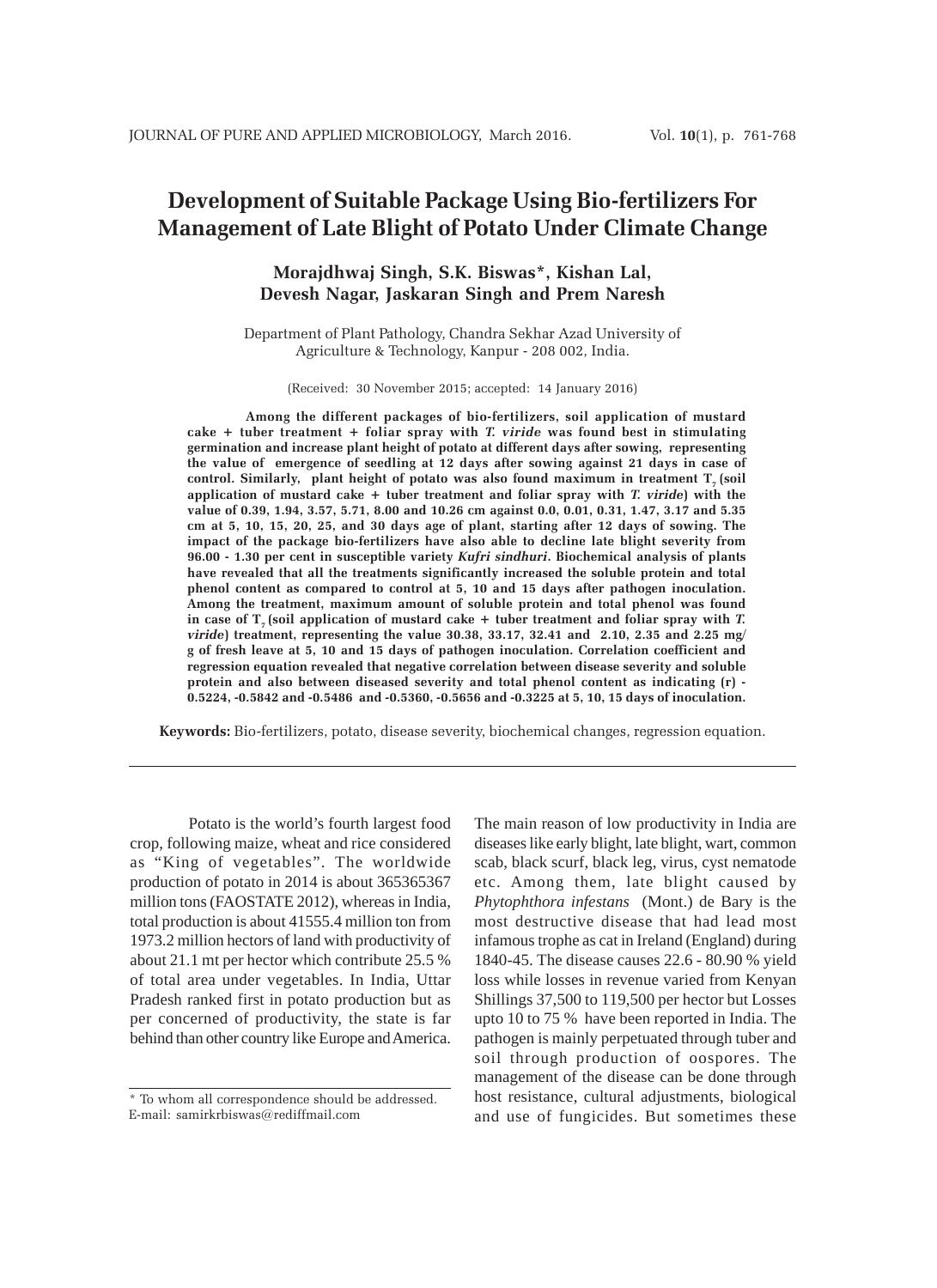# Development of Suitable Package Using Bio-fertilizers For Management of Late Blight of Potato Under Climate Change

**Morajdhwaj Singh, S.K. Biswas*, Kishan Lal, Devesh Nagar, Jaskaran Singh and Prem Naresh**

Department of Plant Pathology, Chandra Sekhar Azad University of Agriculture & Technology, Kanpur - 208 002, India.

(Received: 30 November 2015; accepted: 14 January 2016)

**Among the different packages of bio-fertilizers, soil application of mustard cake + tuber treatment + foliar spray with *T. viride* was found best in stimulating germination and increase plant height of potato at different days after sowing, representing the value of emergence of seedling at 12 days after sowing against 21 days in case of control. Similarly, plant height of potato was also found maximum in treatment $T_7$ (soil application of mustard cake + tuber treatment and foliar spray with *T. viride*) with the value of 0.39, 1.94, 3.57, 5.71, 8.00 and 10.26 cm against 0.0, 0.01, 0.31, 1.47, 3.17 and 5.35 cm at 5, 10, 15, 20, 25, and 30 days age of plant, starting after 12 days of sowing. The impact of the package bio-fertilizers have also able to decline late blight severity from 96.00 - 1.30 per cent in susceptible variety *Kufri sindhuri*. Biochemical analysis of plants have revealed that all the treatments significantly increased the soluble protein and total phenol content as compared to control at 5, 10 and 15 days after pathogen inoculation. Among the treatment, maximum amount of soluble protein and total phenol was found in case of $T_7$ (soil application of mustard cake + tuber treatment and foliar spray with *T. viride*) treatment, representing the value 30.38, 33.17, 32.41 and 2.10, 2.35 and 2.25 mg/g of fresh leave at 5, 10 and 15 days of pathogen inoculation. Correlation coefficient and regression equation revealed that negative correlation between disease severity and soluble protein and also between diseased severity and total phenol content as indicating (r) - 0.5224, -0.5842 and -0.5486 and -0.5360, -0.5656 and -0.3225 at 5, 10, 15 days of inoculation.**

**Keywords:** Bio-fertilizers, potato, disease severity, biochemical changes, regression equation.

---

Potato is the world's fourth largest food crop, following maize, wheat and rice considered as "King of vegetables". The worldwide production of potato in 2014 is about 365365367 million tons (FAOSTATE 2012), whereas in India, total production is about 41555.4 million ton from 1973.2 million hectors of land with productivity of about 21.1 mt per hector which contribute 25.5 % of total area under vegetables. In India, Uttar Pradesh ranked first in potato production but as per concerned of productivity, the state is far behind than other country like Europe and America. The main reason of low productivity in India are diseases like early blight, late blight, wart, common scab, black scurf, black leg, virus, cyst nematode etc. Among them, late blight caused by *Phytophthora infestans* (Mont.) de Bary is the most destructive disease that had lead most infamous trophe as cat in Ireland (England) during 1840-45. The disease causes 22.6 - 80.90 % yield loss while losses in revenue varied from Kenyan Shillings 37,500 to 119,500 per hector but Losses upto 10 to 75 % have been reported in India. The pathogen is mainly perpetuated through tuber and soil through production of oospores. The management of the disease can be done through host resistance, cultural adjustments, biological and use of fungicides. But sometimes these

\* To whom all correspondence should be addressed. E-mail: samirkrbiswas@rediffmail.com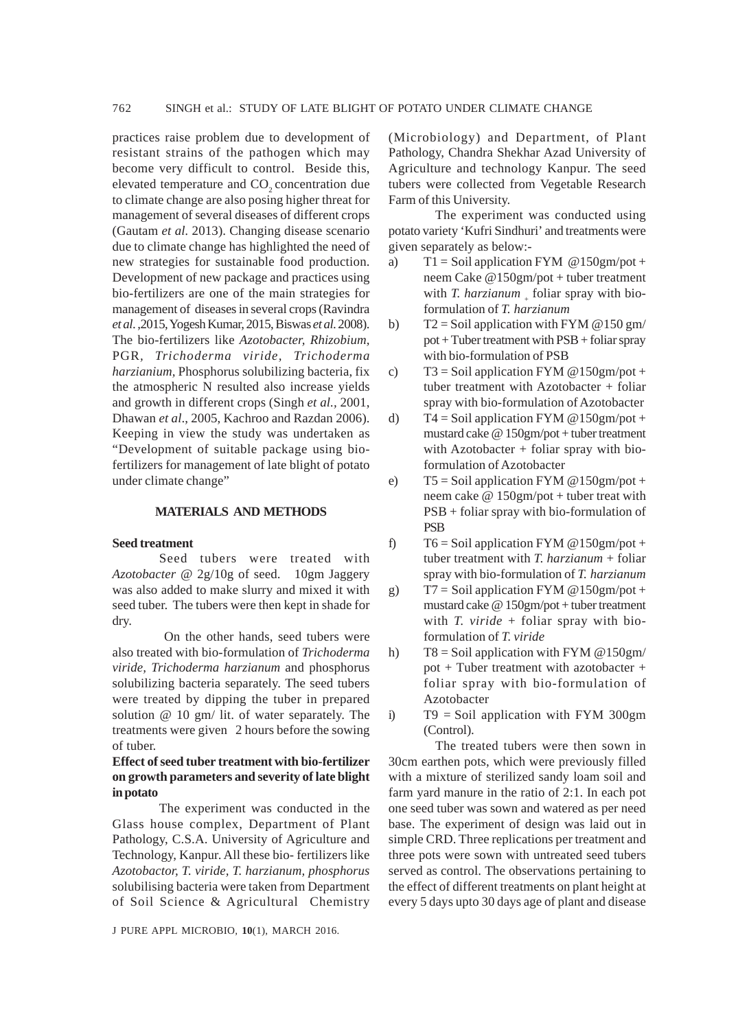practices raise problem due to development of resistant strains of the pathogen which may become very difficult to control. Beside this, elevated temperature and $CO_2$ concentration due to climate change are also posing higher threat for management of several diseases of different crops (Gautam *et al.* 2013). Changing disease scenario due to climate change has highlighted the need of new strategies for sustainable food production. Development of new package and practices using bio-fertilizers are one of the main strategies for management of diseases in several crops (Ravindra *et al.* ,2015, Yogesh Kumar, 2015, Biswas *et al.* 2008). The bio-fertilizers like *Azotobacter, Rhizobium*, PGR, *Trichoderma viride, Trichoderma harzianium*, Phosphorus solubilizing bacteria, fix the atmospheric N resulted also increase yields and growth in different crops (Singh *et al.,* 2001, Dhawan *et al*., 2005, Kachroo and Razdan 2006). Keeping in view the study was undertaken as "Development of suitable package using bio-fertilizers for management of late blight of potato under climate change"

## MATERIALS AND METHODS

### Seed treatment

Seed tubers were treated with *Azotobacter* @ 2g/10g of seed. 10gm Jaggery was also added to make slurry and mixed it with seed tuber. The tubers were then kept in shade for dry.

On the other hands, seed tubers were also treated with bio-formulation of *Trichoderma viride, Trichoderma harzianum* and phosphorus solubilizing bacteria separately. The seed tubers were treated by dipping the tuber in prepared solution @ 10 gm/ lit. of water separately. The treatments were given 2 hours before the sowing of tuber.

### Effect of seed tuber treatment with bio-fertilizer on growth parameters and severity of late blight in potato

The experiment was conducted in the Glass house complex, Department of Plant Pathology, C.S.A. University of Agriculture and Technology, Kanpur. All these bio- fertilizers like *Azotobactor, T. viride, T. harzianum, phosphorus* solubilising bacteria were taken from Department of Soil Science & Agricultural Chemistry (Microbiology) and Department, of Plant Pathology, Chandra Shekhar Azad University of Agriculture and technology Kanpur. The seed tubers were collected from Vegetable Research Farm of this University.

The experiment was conducted using potato variety 'Kufri Sindhuri' and treatments were given separately as below:-

a) T1 = Soil application FYM @150gm/pot + neem Cake @150gm/pot + tuber treatment with *T. harzianum* + foliar spray with bio-formulation of *T. harzianum*

b) T2 = Soil application with FYM @150 gm/ pot + Tuber treatment with PSB + foliar spray with bio-formulation of PSB

c) T3 = Soil application FYM @150gm/pot + tuber treatment with Azotobacter + foliar spray with bio-formulation of Azotobacter

d) T4 = Soil application FYM @150gm/pot + mustard cake @ 150gm/pot + tuber treatment with Azotobacter + foliar spray with bio-formulation of Azotobacter

e) T5 = Soil application FYM @150gm/pot + neem cake @ 150gm/pot + tuber treat with PSB + foliar spray with bio-formulation of PSB

f) T6 = Soil application FYM @150gm/pot + tuber treatment with *T. harzianum* + foliar spray with bio-formulation of *T. harzianum*

g) T7 = Soil application FYM @150gm/pot + mustard cake @ 150gm/pot + tuber treatment with *T. viride* + foliar spray with bio-formulation of *T. viride*

h) T8 = Soil application with FYM @150gm/ pot + Tuber treatment with azotobacter + foliar spray with bio-formulation of Azotobacter

i) T9 = Soil application with FYM 300gm (Control).

The treated tubers were then sown in 30cm earthen pots, which were previously filled with a mixture of sterilized sandy loam soil and farm yard manure in the ratio of 2:1. In each pot one seed tuber was sown and watered as per need base. The experiment of design was laid out in simple CRD. Three replications per treatment and three pots were sown with untreated seed tubers served as control. The observations pertaining to the effect of different treatments on plant height at every 5 days upto 30 days age of plant and disease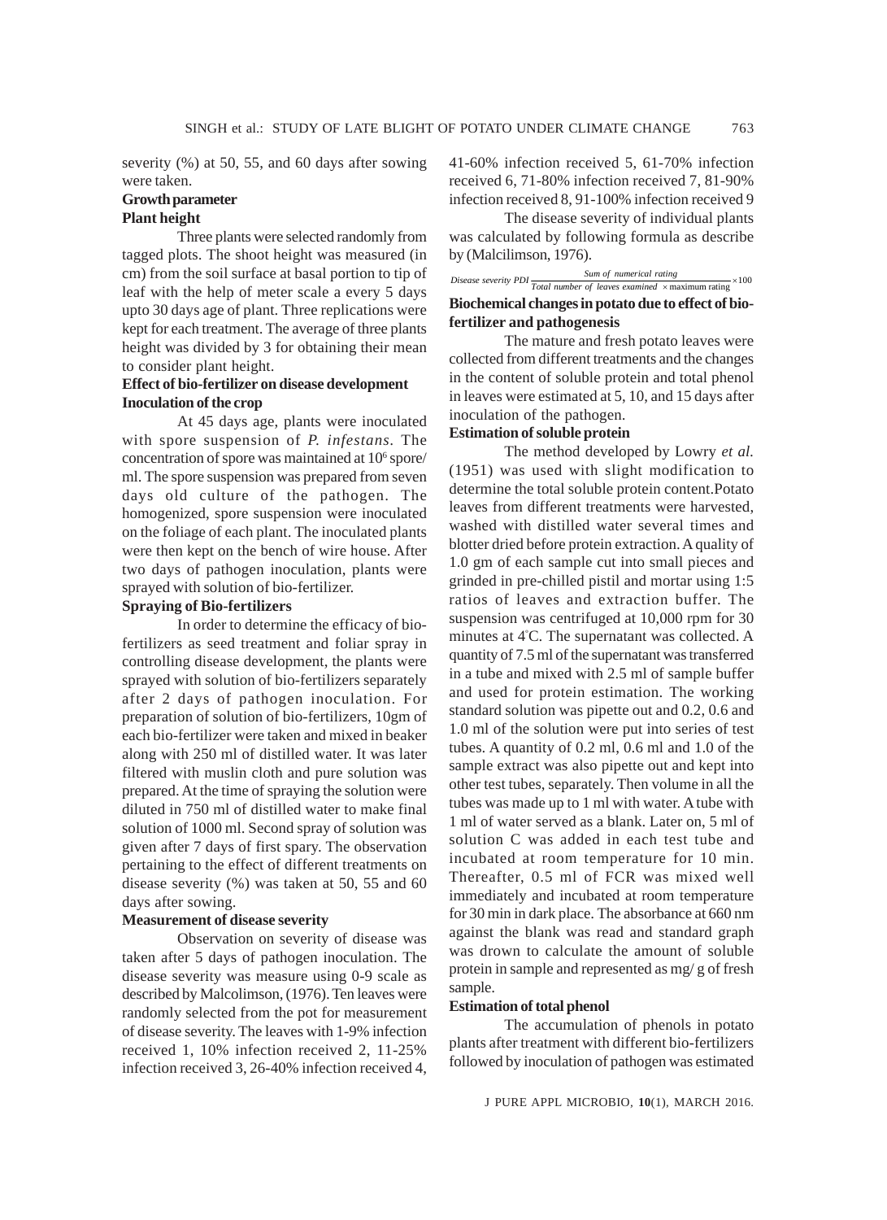severity (%) at 50, 55, and 60 days after sowing were taken.

**Growth parameter**

**Plant height**

Three plants were selected randomly from tagged plots. The shoot height was measured (in cm) from the soil surface at basal portion to tip of leaf with the help of meter scale a every 5 days upto 30 days age of plant. Three replications were kept for each treatment. The average of three plants height was divided by 3 for obtaining their mean to consider plant height.

**Effect of bio-fertilizer on disease development**

**Inoculation of the crop**

At 45 days age, plants were inoculated with spore suspension of *P. infestans*. The concentration of spore was maintained at $10^6$ spore/ml. The spore suspension was prepared from seven days old culture of the pathogen. The homogenized, spore suspension were inoculated on the foliage of each plant. The inoculated plants were then kept on the bench of wire house. After two days of pathogen inoculation, plants were sprayed with solution of bio-fertilizer.

**Spraying of Bio-fertilizers**

In order to determine the efficacy of bio-fertilizers as seed treatment and foliar spray in controlling disease development, the plants were sprayed with solution of bio-fertilizers separately after 2 days of pathogen inoculation. For preparation of solution of bio-fertilizers, 10gm of each bio-fertilizer were taken and mixed in beaker along with 250 ml of distilled water. It was later filtered with muslin cloth and pure solution was prepared. At the time of spraying the solution were diluted in 750 ml of distilled water to make final solution of 1000 ml. Second spray of solution was given after 7 days of first spary. The observation pertaining to the effect of different treatments on disease severity (%) was taken at 50, 55 and 60 days after sowing.

**Measurement of disease severity**

Observation on severity of disease was taken after 5 days of pathogen inoculation. The disease severity was measure using 0-9 scale as described by Malcolimson, (1976). Ten leaves were randomly selected from the pot for measurement of disease severity. The leaves with 1-9% infection received 1, 10% infection received 2, 11-25% infection received 3, 26-40% infection received 4, 41-60% infection received 5, 61-70% infection received 6, 71-80% infection received 7, 81-90% infection received 8, 91-100% infection received 9

The disease severity of individual plants was calculated by following formula as describe by (Malcilimson, 1976).

$$\text{Disease severity PDI} \frac{\text{Sum of numerical rating}}{\text{Total number of leaves examined} \times \text{maximum rating}} \times 100$$

**Biochemical changes in potato due to effect of bio-fertilizer and pathogenesis**

The mature and fresh potato leaves were collected from different treatments and the changes in the content of soluble protein and total phenol in leaves were estimated at 5, 10, and 15 days after inoculation of the pathogen.

**Estimation of soluble protein**

The method developed by Lowry *et al.* (1951) was used with slight modification to determine the total soluble protein content.Potato leaves from different treatments were harvested, washed with distilled water several times and blotter dried before protein extraction. A quality of 1.0 gm of each sample cut into small pieces and grinded in pre-chilled pistil and mortar using 1:5 ratios of leaves and extraction buffer. The suspension was centrifuged at 10,000 rpm for 30 minutes at 4°C. The supernatant was collected. A quantity of 7.5 ml of the supernatant was transferred in a tube and mixed with 2.5 ml of sample buffer and used for protein estimation. The working standard solution was pipette out and 0.2, 0.6 and 1.0 ml of the solution were put into series of test tubes. A quantity of 0.2 ml, 0.6 ml and 1.0 of the sample extract was also pipette out and kept into other test tubes, separately. Then volume in all the tubes was made up to 1 ml with water. A tube with 1 ml of water served as a blank. Later on, 5 ml of solution C was added in each test tube and incubated at room temperature for 10 min. Thereafter, 0.5 ml of FCR was mixed well immediately and incubated at room temperature for 30 min in dark place. The absorbance at 660 nm against the blank was read and standard graph was drown to calculate the amount of soluble protein in sample and represented as mg/ g of fresh sample.

**Estimation of total phenol**

The accumulation of phenols in potato plants after treatment with different bio-fertilizers followed by inoculation of pathogen was estimated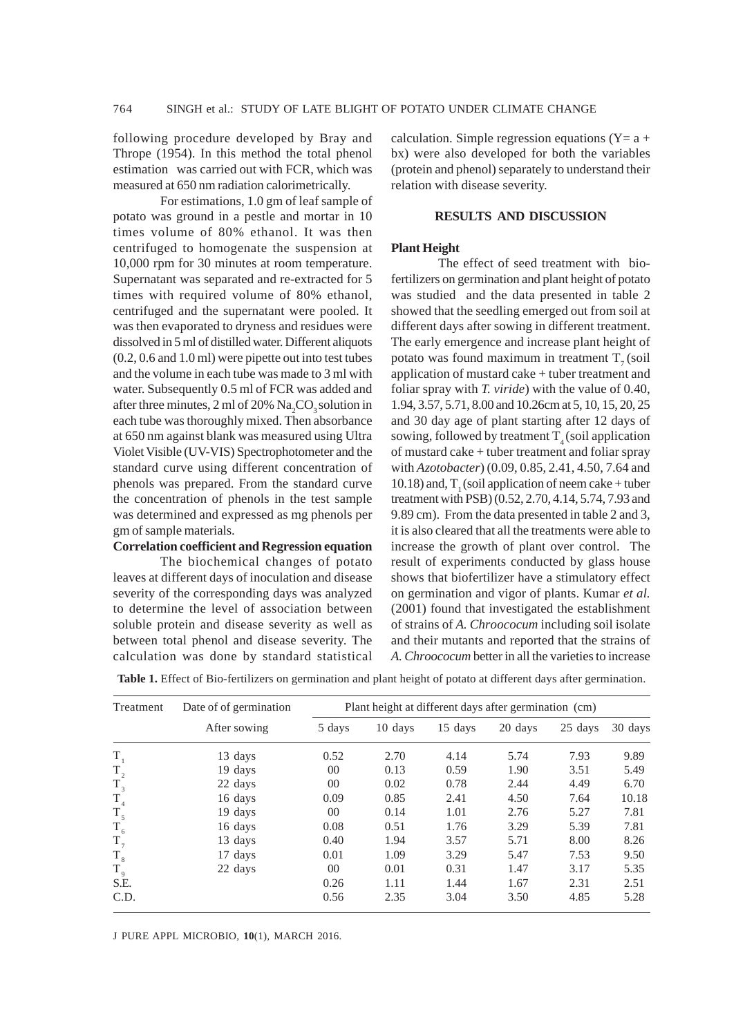following procedure developed by Bray and Thrope (1954). In this method the total phenol estimation was carried out with FCR, which was measured at 650 nm radiation calorimetrically.

For estimations, 1.0 gm of leaf sample of potato was ground in a pestle and mortar in 10 times volume of 80% ethanol. It was then centrifuged to homogenate the suspension at 10,000 rpm for 30 minutes at room temperature. Supernatant was separated and re-extracted for 5 times with required volume of 80% ethanol, centrifuged and the supernatant were pooled. It was then evaporated to dryness and residues were dissolved in 5 ml of distilled water. Different aliquots (0.2, 0.6 and 1.0 ml) were pipette out into test tubes and the volume in each tube was made to 3 ml with water. Subsequently 0.5 ml of FCR was added and after three minutes, 2 ml of 20% $Na_2CO_3$ solution in each tube was thoroughly mixed. Then absorbance at 650 nm against blank was measured using Ultra Violet Visible (UV-VIS) Spectrophotometer and the standard curve using different concentration of phenols was prepared. From the standard curve the concentration of phenols in the test sample was determined and expressed as mg phenols per gm of sample materials.

**Correlation coefficient and Regression equation**

The biochemical changes of potato leaves at different days of inoculation and disease severity of the corresponding days was analyzed to determine the level of association between soluble protein and disease severity as well as between total phenol and disease severity. The calculation was done by standard statistical calculation. Simple regression equations ($Y = a + bx$) were also developed for both the variables (protein and phenol) separately to understand their relation with disease severity.

## RESULTS AND DISCUSSION

**Plant Height**

The effect of seed treatment with bio-fertilizers on germination and plant height of potato was studied and the data presented in table 2 showed that the seedling emerged out from soil at different days after sowing in different treatment. The early emergence and increase plant height of potato was found maximum in treatment $T_7$ (soil application of mustard cake + tuber treatment and foliar spray with *T. viride*) with the value of 0.40, 1.94, 3.57, 5.71, 8.00 and 10.26cm at 5, 10, 15, 20, 25 and 30 day age of plant starting after 12 days of sowing, followed by treatment $T_4$ (soil application of mustard cake + tuber treatment and foliar spray with *Azotobacter*) (0.09, 0.85, 2.41, 4.50, 7.64 and 10.18) and, $T_1$ (soil application of neem cake + tuber treatment with PSB) (0.52, 2.70, 4.14, 5.74, 7.93 and 9.89 cm). From the data presented in table 2 and 3, it is also cleared that all the treatments were able to increase the growth of plant over control. The result of experiments conducted by glass house shows that biofertilizer have a stimulatory effect on germination and vigor of plants. Kumar *et al.* (2001) found that investigated the establishment of strains of *A. Chroococum* including soil isolate and their mutants and reported that the strains of *A. Chroococum* better in all the varieties to increase

**Table 1.** Effect of Bio-fertilizers on germination and plant height of potato at different days after germination.

| Treatment | Date of of germination After sowing | Plant height at different days after germination (cm) | | | | | |
|---|---|---|---|---|---|---|---|
| | | 5 days | 10 days | 15 days | 20 days | 25 days | 30 days |
| $T_1$ | 13 days | 0.52 | 2.70 | 4.14 | 5.74 | 7.93 | 9.89 |
| $T_2$ | 19 days | 00 | 0.13 | 0.59 | 1.90 | 3.51 | 5.49 |
| $T_3$ | 22 days | 00 | 0.02 | 0.78 | 2.44 | 4.49 | 6.70 |
| $T_4$ | 16 days | 0.09 | 0.85 | 2.41 | 4.50 | 7.64 | 10.18 |
| $T_5$ | 19 days | 00 | 0.14 | 1.01 | 2.76 | 5.27 | 7.81 |
| $T_6$ | 16 days | 0.08 | 0.51 | 1.76 | 3.29 | 5.39 | 7.81 |
| $T_7$ | 13 days | 0.40 | 1.94 | 3.57 | 5.71 | 8.00 | 8.26 |
| $T_8$ | 17 days | 0.01 | 1.09 | 3.29 | 5.47 | 7.53 | 9.50 |
| $T_9$ | 22 days | 00 | 0.01 | 0.31 | 1.47 | 3.17 | 5.35 |
| S.E. | | 0.26 | 1.11 | 1.44 | 1.67 | 2.31 | 2.51 |
| C.D. | | 0.56 | 2.35 | 3.04 | 3.50 | 4.85 | 5.28 |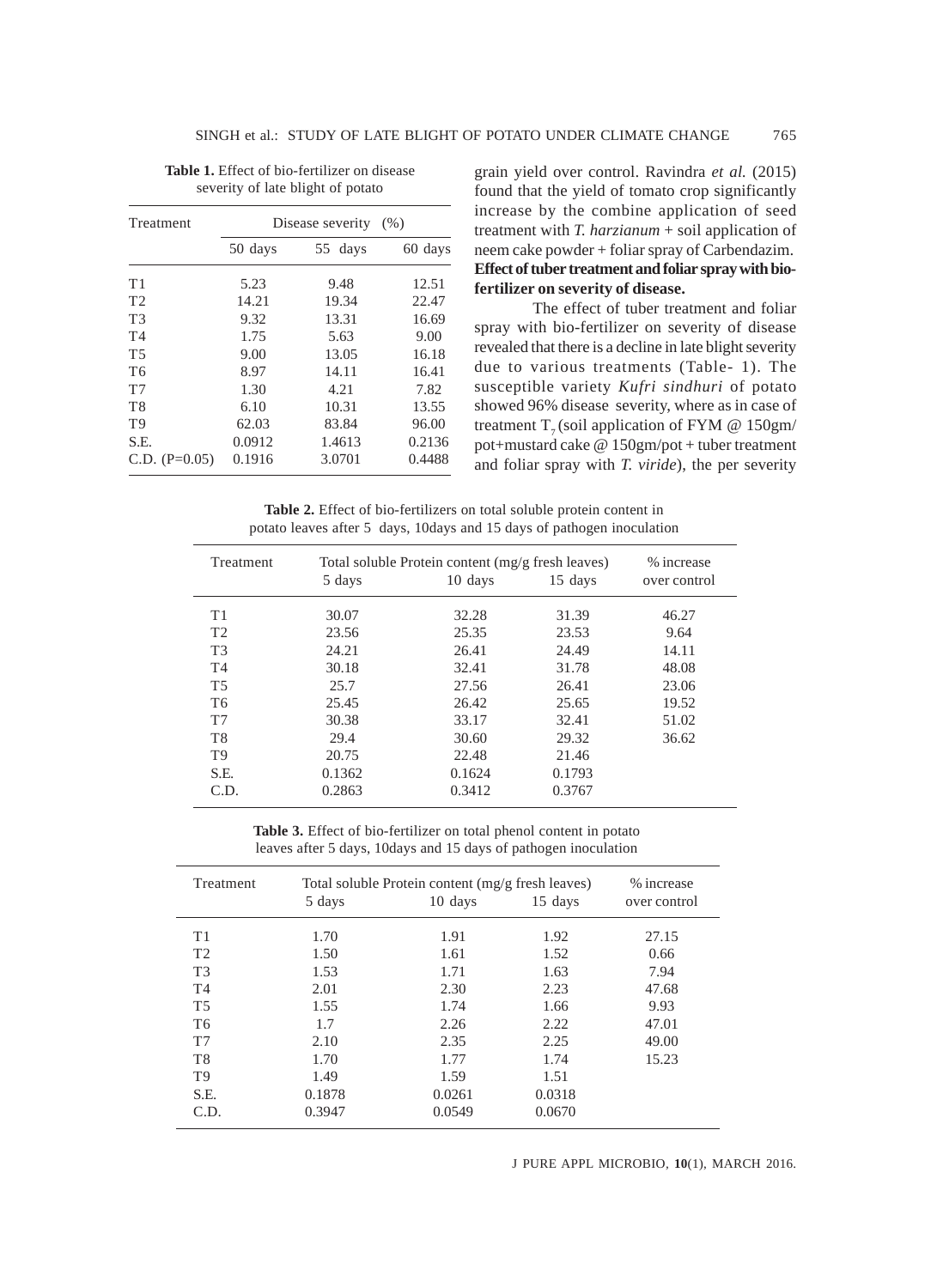**Table 1.** Effect of bio-fertilizer on disease severity of late blight of potato

| Treatment | Disease severity (%) | | |
|---|---|---|---|
| | 50 days | 55 days | 60 days |
| T1 | 5.23 | 9.48 | 12.51 |
| T2 | 14.21 | 19.34 | 22.47 |
| T3 | 9.32 | 13.31 | 16.69 |
| T4 | 1.75 | 5.63 | 9.00 |
| T5 | 9.00 | 13.05 | 16.18 |
| T6 | 8.97 | 14.11 | 16.41 |
| T7 | 1.30 | 4.21 | 7.82 |
| T8 | 6.10 | 10.31 | 13.55 |
| T9 | 62.03 | 83.84 | 96.00 |
| S.E. | 0.0912 | 1.4613 | 0.2136 |
| C.D. (P=0.05) | 0.1916 | 3.0701 | 0.4488 |

grain yield over control. Ravindra *et al.* (2015) found that the yield of tomato crop significantly increase by the combine application of seed treatment with *T. harzianum* + soil application of neem cake powder + foliar spray of Carbendazim.

**Effect of tuber treatment and foliar spray with bio-fertilizer on severity of disease.**

The effect of tuber treatment and foliar spray with bio-fertilizer on severity of disease revealed that there is a decline in late blight severity due to various treatments (Table- 1). The susceptible variety *Kufri sindhuri* of potato showed 96% disease severity, where as in case of treatment $T_7$ (soil application of FYM @ 150gm/pot+mustard cake @ 150gm/pot + tuber treatment and foliar spray with *T. viride*), the per severity

**Table 2.** Effect of bio-fertilizers on total soluble protein content in potato leaves after 5 days, 10days and 15 days of pathogen inoculation

| Treatment | Total soluble Protein content (mg/g fresh leaves) | | | % increase over control |
|---|---|---|---|---|
| | 5 days | 10 days | 15 days | |
| T1 | 30.07 | 32.28 | 31.39 | 46.27 |
| T2 | 23.56 | 25.35 | 23.53 | 9.64 |
| T3 | 24.21 | 26.41 | 24.49 | 14.11 |
| T4 | 30.18 | 32.41 | 31.78 | 48.08 |
| T5 | 25.7 | 27.56 | 26.41 | 23.06 |
| T6 | 25.45 | 26.42 | 25.65 | 19.52 |
| T7 | 30.38 | 33.17 | 32.41 | 51.02 |
| T8 | 29.4 | 30.60 | 29.32 | 36.62 |
| T9 | 20.75 | 22.48 | 21.46 | |
| S.E. | 0.1362 | 0.1624 | 0.1793 | |
| C.D. | 0.2863 | 0.3412 | 0.3767 | |

**Table 3.** Effect of bio-fertilizer on total phenol content in potato leaves after 5 days, 10days and 15 days of pathogen inoculation

| Treatment | Total soluble Protein content (mg/g fresh leaves) | | | % increase over control |
|---|---|---|---|---|
| | 5 days | 10 days | 15 days | |
| T1 | 1.70 | 1.91 | 1.92 | 27.15 |
| T2 | 1.50 | 1.61 | 1.52 | 0.66 |
| T3 | 1.53 | 1.71 | 1.63 | 7.94 |
| T4 | 2.01 | 2.30 | 2.23 | 47.68 |
| T5 | 1.55 | 1.74 | 1.66 | 9.93 |
| T6 | 1.7 | 2.26 | 2.22 | 47.01 |
| T7 | 2.10 | 2.35 | 2.25 | 49.00 |
| T8 | 1.70 | 1.77 | 1.74 | 15.23 |
| T9 | 1.49 | 1.59 | 1.51 | |
| S.E. | 0.1878 | 0.0261 | 0.0318 | |
| C.D. | 0.3947 | 0.0549 | 0.0670 | |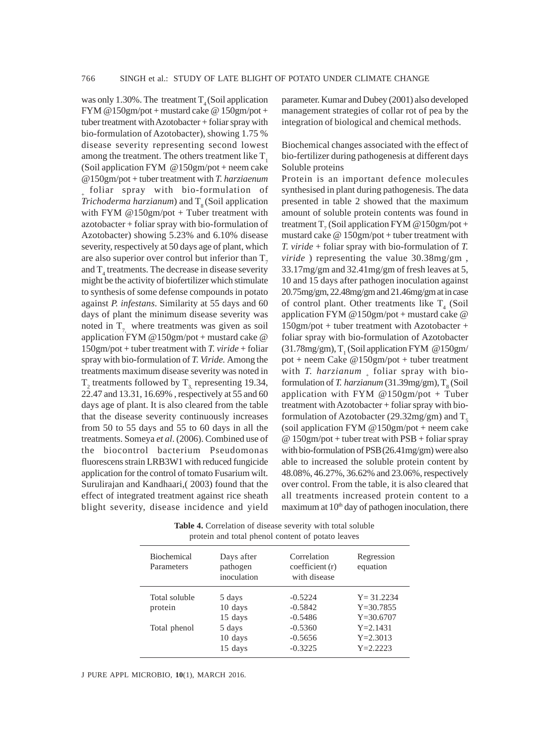was only 1.30%. The treatment $T_4$ (Soil application FYM @150gm/pot + mustard cake @ 150gm/pot + tuber treatment with Azotobacter + foliar spray with bio-formulation of Azotobacter), showing 1.75 % disease severity representing second lowest among the treatment. The others treatment like $T_1$ (Soil application FYM @150gm/pot + neem cake @150gm/pot + tuber treatment with *T. harziaenum* $_+$ foliar spray with bio-formulation of *Trichoderma harzianum*) and $T_8$ (Soil application with FYM @150gm/pot + Tuber treatment with azotobacter + foliar spray with bio-formulation of Azotobacter) showing 5.23% and 6.10% disease severity, respectively at 50 days age of plant, which are also superior over control but inferior than $T_7$ and $T_4$ treatments. The decrease in disease severity might be the activity of biofertilizer which stimulate to synthesis of some defense compounds in potato against *P. infestans*. Similarity at 55 days and 60 days of plant the minimum disease severity was noted in $T_7$, where treatments was given as soil application FYM @150gm/pot + mustard cake @ 150gm/pot + tuber treatment with *T. viride* + foliar spray with bio-formulation of *T. Viride.* Among the treatments maximum disease severity was noted in $T_2$ treatments followed by $T_3$, representing 19.34, 22.47 and 13.31, 16.69% , respectively at 55 and 60 days age of plant. It is also cleared from the table that the disease severity continuously increases from 50 to 55 days and 55 to 60 days in all the treatments. Someya *et al*. (2006). Combined use of the biocontrol bacterium Pseudomonas fluorescens strain LRB3W1 with reduced fungicide application for the control of tomato Fusarium wilt. Surulirajan and Kandhaari,( 2003) found that the effect of integrated treatment against rice sheath blight severity, disease incidence and yield parameter. Kumar and Dubey (2001) also developed management strategies of collar rot of pea by the integration of biological and chemical methods.

Biochemical changes associated with the effect of bio-fertilizer during pathogenesis at different days

Soluble proteins

Protein is an important defence molecules synthesised in plant during pathogenesis. The data presented in table 2 showed that the maximum amount of soluble protein contents was found in treatment $T_7$ (Soil application FYM @150gm/pot + mustard cake @ 150gm/pot + tuber treatment with *T. viride* + foliar spray with bio-formulation of *T. viride* ) representing the value 30.38mg/gm , 33.17mg/gm and 32.41mg/gm of fresh leaves at 5, 10 and 15 days after pathogen inoculation against 20.75mg/gm, 22.48mg/gm and 21.46mg/gm at in case of control plant. Other treatments like $T_4$ (Soil application FYM @150gm/pot + mustard cake @ 150gm/pot + tuber treatment with Azotobacter + foliar spray with bio-formulation of Azotobacter (31.78mg/gm), $T_1$ (Soil application FYM @150gm/ pot + neem Cake @150gm/pot + tuber treatment with *T. harzianum* $_+$ foliar spray with bio-formulation of *T. harzianum* (31.39mg/gm), $T_8$ (Soil application with FYM @150gm/pot + Tuber treatment with Azotobacter + foliar spray with bio-formulation of Azotobacter (29.32mg/gm) and $T_5$ (soil application FYM @150gm/pot + neem cake @ 150gm/pot + tuber treat with PSB + foliar spray with bio-formulation of PSB (26.41mg/gm) were also able to increased the soluble protein content by 48.08%, 46.27%, 36.62% and 23.06%, respectively over control. From the table, it is also cleared that all treatments increased protein content to a maximum at $10^{th}$ day of pathogen inoculation, there

**Table 4.** Correlation of disease severity with total soluble protein and total phenol content of potato leaves

| Biochemical Parameters | Days after pathogen inoculation | Correlation coefficient (r) with disease | Regression equation |
|---|---|---|---|
| Total soluble protein | 5 days | -0.5224 | Y= 31.2234 |
| | 10 days | -0.5842 | Y=30.7855 |
| | 15 days | -0.5486 | Y=30.6707 |
| Total phenol | 5 days | -0.5360 | Y=2.1431 |
| | 10 days | -0.5656 | Y=2.3013 |
| | 15 days | -0.3225 | Y=2.2223 |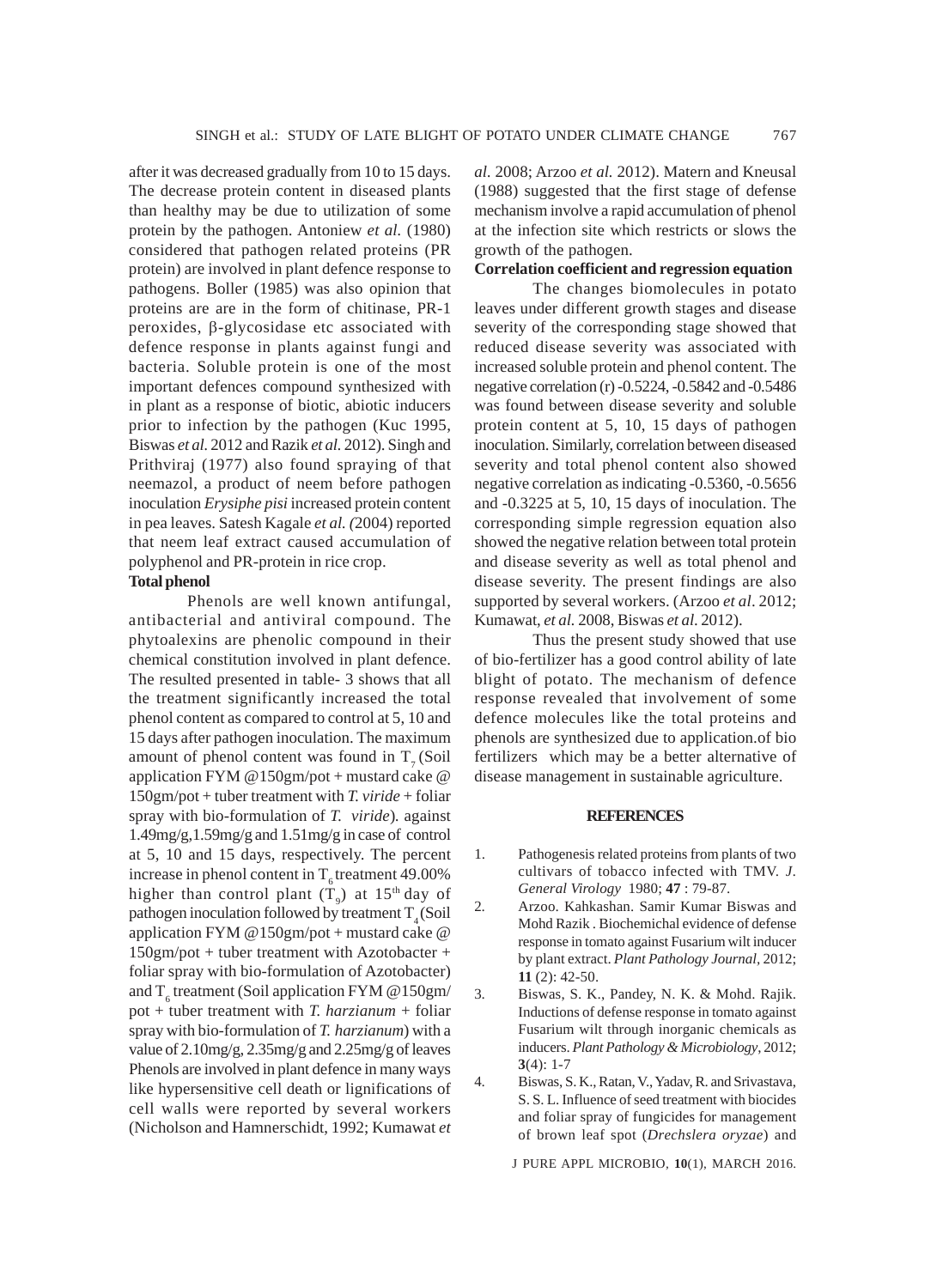after it was decreased gradually from 10 to 15 days. The decrease protein content in diseased plants than healthy may be due to utilization of some protein by the pathogen. Antoniew *et al.* (1980) considered that pathogen related proteins (PR protein) are involved in plant defence response to pathogens. Boller (1985) was also opinion that proteins are are in the form of chitinase, PR-1 peroxides, β-glycosidase etc associated with defence response in plants against fungi and bacteria. Soluble protein is one of the most important defences compound synthesized with in plant as a response of biotic, abiotic inducers prior to infection by the pathogen (Kuc 1995, Biswas *et al.* 2012 and Razik *et al.* 2012). Singh and Prithviraj (1977) also found spraying of that neemazol, a product of neem before pathogen inoculation *Erysiphe pisi* increased protein content in pea leaves. Satesh Kagale *et al. (*2004) reported that neem leaf extract caused accumulation of polyphenol and PR-protein in rice crop.

**Total phenol**

Phenols are well known antifungal, antibacterial and antiviral compound. The phytoalexins are phenolic compound in their chemical constitution involved in plant defence. The resulted presented in table- 3 shows that all the treatment significantly increased the total phenol content as compared to control at 5, 10 and 15 days after pathogen inoculation. The maximum amount of phenol content was found in $T_7$ (Soil application FYM @150gm/pot + mustard cake @ 150gm/pot + tuber treatment with *T. viride* + foliar spray with bio-formulation of *T. viride*). against 1.49mg/g,1.59mg/g and 1.51mg/g in case of control at 5, 10 and 15 days, respectively. The percent increase in phenol content in $T_6$ treatment 49.00% higher than control plant ($T_9$) at 15th day of pathogen inoculation followed by treatment $T_4$ (Soil application FYM @150gm/pot + mustard cake @ 150gm/pot + tuber treatment with Azotobacter + foliar spray with bio-formulation of Azotobacter) and $T_6$ treatment (Soil application FYM @150gm/pot + tuber treatment with *T. harzianum* + foliar spray with bio-formulation of *T. harzianum*) with a value of 2.10mg/g, 2.35mg/g and 2.25mg/g of leaves Phenols are involved in plant defence in many ways like hypersensitive cell death or lignifications of cell walls were reported by several workers (Nicholson and Hamnerschidt, 1992; Kumawat *et al.* 2008; Arzoo *et al.* 2012). Matern and Kneusal (1988) suggested that the first stage of defense mechanism involve a rapid accumulation of phenol at the infection site which restricts or slows the growth of the pathogen.

**Correlation coefficient and regression equation**

The changes biomolecules in potato leaves under different growth stages and disease severity of the corresponding stage showed that reduced disease severity was associated with increased soluble protein and phenol content. The negative correlation (r) -0.5224, -0.5842 and -0.5486 was found between disease severity and soluble protein content at 5, 10, 15 days of pathogen inoculation. Similarly, correlation between diseased severity and total phenol content also showed negative correlation as indicating -0.5360, -0.5656 and -0.3225 at 5, 10, 15 days of inoculation. The corresponding simple regression equation also showed the negative relation between total protein and disease severity as well as total phenol and disease severity. The present findings are also supported by several workers. (Arzoo *et al*. 2012; Kumawat, *et al.* 2008, Biswas *et al.* 2012).

Thus the present study showed that use of bio-fertilizer has a good control ability of late blight of potato. The mechanism of defence response revealed that involvement of some defence molecules like the total proteins and phenols are synthesized due to application.of bio fertilizers which may be a better alternative of disease management in sustainable agriculture.

## REFERENCES

1. Pathogenesis related proteins from plants of two cultivars of tobacco infected with TMV. *J. General Virology* 1980; **47** : 79-87.
2. Arzoo. Kahkashan. Samir Kumar Biswas and Mohd Razik . Biochemichal evidence of defense response in tomato against Fusarium wilt inducer by plant extract. *Plant Pathology Journal*, 2012; **11** (2): 42-50.
3. Biswas, S. K., Pandey, N. K. & Mohd. Rajik. Inductions of defense response in tomato against Fusarium wilt through inorganic chemicals as inducers. *Plant Pathology & Microbiology*, 2012; **3**(4): 1-7
4. Biswas, S. K., Ratan, V., Yadav, R. and Srivastava, S. S. L. Influence of seed treatment with biocides and foliar spray of fungicides for management of brown leaf spot (*Drechslera oryzae*) and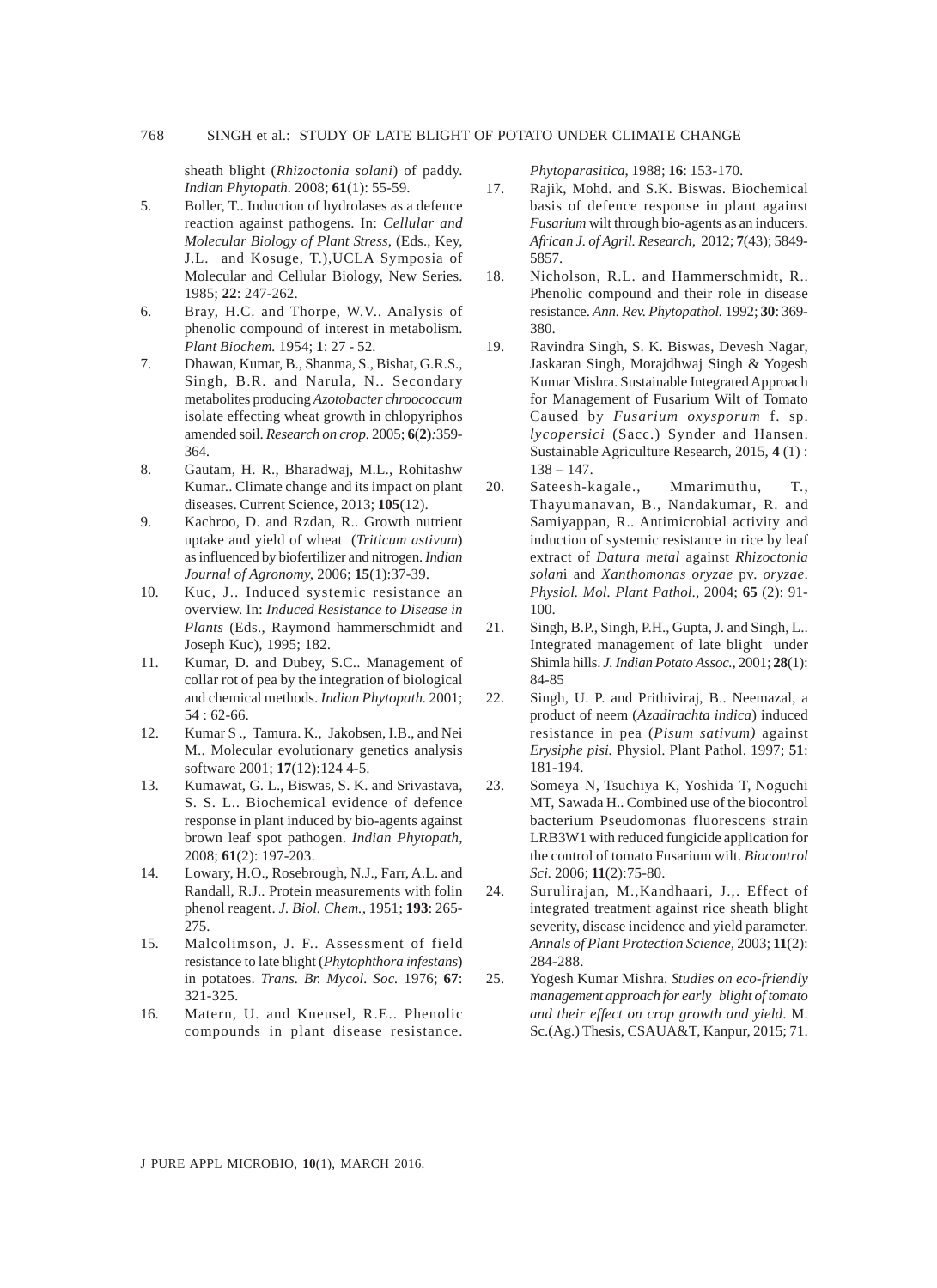sheath blight (*Rhizoctonia solani*) of paddy. *Indian Phytopath.* 2008; **61**(1): 55-59.

5. Boller, T.. Induction of hydrolases as a defence reaction against pathogens. In: *Cellular and Molecular Biology of Plant Stress*, (Eds., Key, J.L. and Kosuge, T.),UCLA Symposia of Molecular and Cellular Biology, New Series. 1985; **22**: 247-262.
6. Bray, H.C. and Thorpe, W.V.. Analysis of phenolic compound of interest in metabolism. *Plant Biochem.* 1954; **1**: 27 - 52.
7. Dhawan, Kumar, B., Shanma, S., Bishat, G.R.S., Singh, B.R. and Narula, N.. Secondary metabolites producing *Azotobacter chroococcum* isolate effecting wheat growth in chlopyriphos amended soil. *Research on crop.* 2005; **6**(**2**):359-364.
8. Gautam, H. R., Bharadwaj, M.L., Rohitashw Kumar.. Climate change and its impact on plant diseases. Current Science, 2013; **105**(12).
9. Kachroo, D. and Rzdan, R.. Growth nutrient uptake and yield of wheat (*Triticum astivum*) as influenced by biofertilizer and nitrogen. *Indian Journal of Agronomy*, 2006; **15**(1):37-39.
10. Kuc, J.. Induced systemic resistance an overview. In: *Induced Resistance to Disease in Plants* (Eds., Raymond hammerschmidt and Joseph Kuc), 1995; 182.
11. Kumar, D. and Dubey, S.C.. Management of collar rot of pea by the integration of biological and chemical methods. *Indian Phytopath.* 2001; 54 : 62-66.
12. Kumar S ., Tamura. K., Jakobsen, I.B., and Nei M.. Molecular evolutionary genetics analysis software 2001; **17**(12):124 4-5.
13. Kumawat, G. L., Biswas, S. K. and Srivastava, S. S. L.. Biochemical evidence of defence response in plant induced by bio-agents against brown leaf spot pathogen. *Indian Phytopath*, 2008; **61**(2): 197-203.
14. Lowary, H.O., Rosebrough, N.J., Farr, A.L. and Randall, R.J.. Protein measurements with folin phenol reagent. *J. Biol. Chem.*, 1951; **193**: 265-275.
15. Malcolimson, J. F.. Assessment of field resistance to late blight (*Phytophthora infestans*) in potatoes. *Trans. Br. Mycol. Soc.* 1976; **67**: 321-325.
16. Matern, U. and Kneusel, R.E.. Phenolic compounds in plant disease resistance. *Phytoparasitica*, 1988; **16**: 153-170.
17. Rajik, Mohd. and S.K. Biswas. Biochemical basis of defence response in plant against *Fusarium* wilt through bio-agents as an inducers. *African J. of Agril. Research*, 2012; **7**(43); 5849-5857.
18. Nicholson, R.L. and Hammerschmidt, R.. Phenolic compound and their role in disease resistance. *Ann. Rev. Phytopathol.* 1992; **30**: 369-380.
19. Ravindra Singh, S. K. Biswas, Devesh Nagar, Jaskaran Singh, Morajdhwaj Singh & Yogesh Kumar Mishra. Sustainable Integrated Approach for Management of Fusarium Wilt of Tomato Caused by *Fusarium oxysporum* f. sp. *lycopersici* (Sacc.) Synder and Hansen. Sustainable Agriculture Research, 2015, **4** (1) : 138 – 147.
20. Sateesh-kagale., Mmarimuthu, T., Thayumanavan, B., Nandakumar, R. and Samiyappan, R.. Antimicrobial activity and induction of systemic resistance in rice by leaf extract of *Datura metal* against *Rhizoctonia solan*i and *Xanthomonas oryzae* pv. *oryzae*. *Physiol. Mol. Plant Pathol.*, 2004; **65** (2): 91-100.
21. Singh, B.P., Singh, P.H., Gupta, J. and Singh, L.. Integrated management of late blight under Shimla hills. *J. Indian Potato Assoc.*, 2001; **28**(1): 84-85
22. Singh, U. P. and Prithiviraj, B.. Neemazal, a product of neem (*Azadirachta indica*) induced resistance in pea (*Pisum sativum)* against *Erysiphe pisi.* Physiol. Plant Pathol. 1997; **51**: 181-194.
23. Someya N, Tsuchiya K, Yoshida T, Noguchi MT, Sawada H.. Combined use of the biocontrol bacterium Pseudomonas fluorescens strain LRB3W1 with reduced fungicide application for the control of tomato Fusarium wilt. *Biocontrol Sci.* 2006; **11**(2):75-80.
24. Surulirajan, M.,Kandhaari, J.,. Effect of integrated treatment against rice sheath blight severity, disease incidence and yield parameter. *Annals of Plant Protection Science*, 2003; **11**(2): 284-288.
25. Yogesh Kumar Mishra. *Studies on eco-friendly management approach for early blight of tomato and their effect on crop growth and yield*. M. Sc.(Ag.) Thesis, CSAUA&T, Kanpur, 2015; 71.